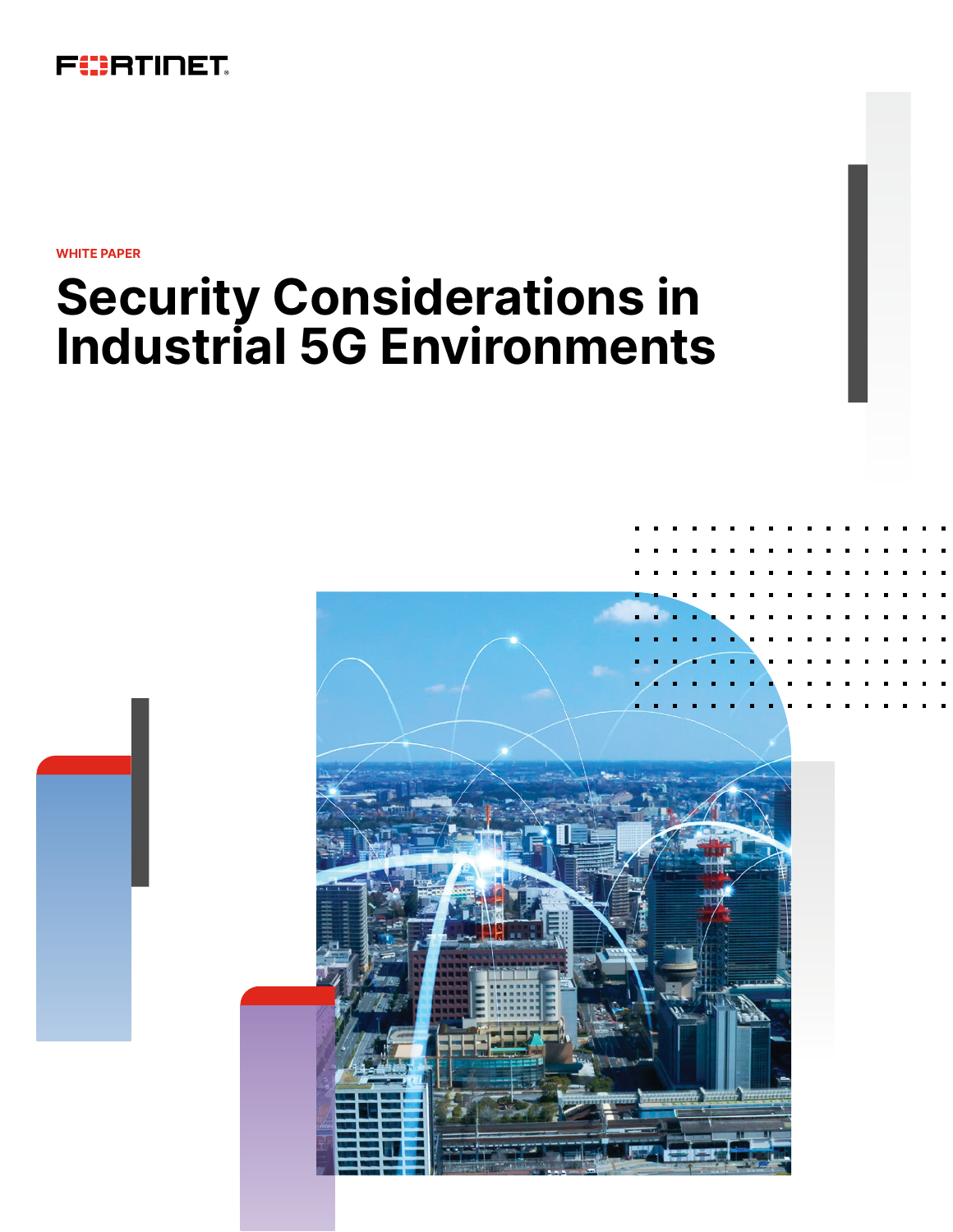FORTINET

WHITE PAPER

# Security Considerations in Industrial 5G Environments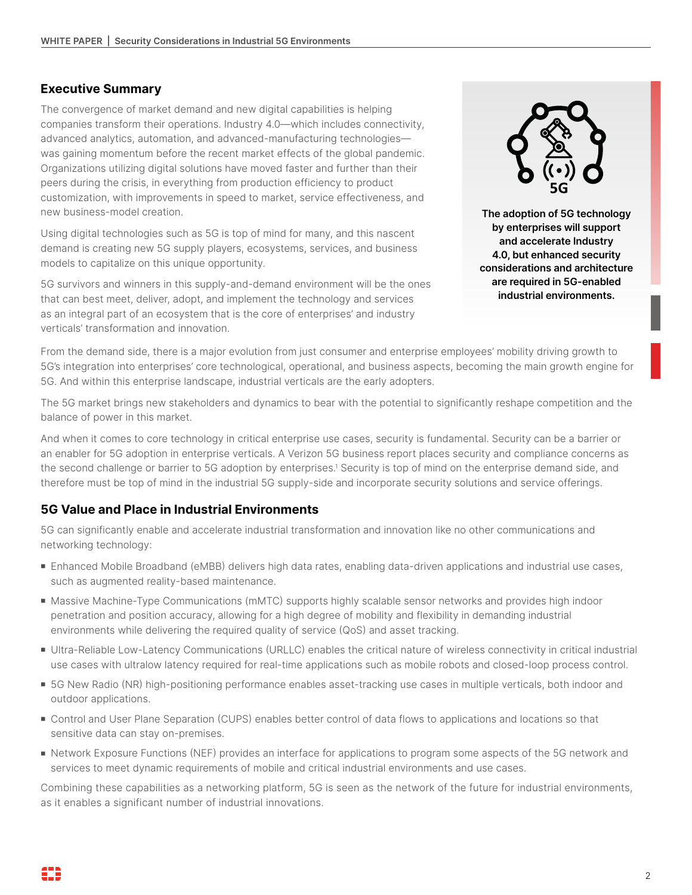## Executive Summary

The convergence of market demand and new digital capabilities is helping companies transform their operations. Industry 4.0—which includes connectivity, advanced analytics, automation, and advanced-manufacturing technologies—was gaining momentum before the recent market effects of the global pandemic. Organizations utilizing digital solutions have moved faster and further than their peers during the crisis, in everything from production efficiency to product customization, with improvements in speed to market, service effectiveness, and new business-model creation.

Using digital technologies such as 5G is top of mind for many, and this nascent demand is creating new 5G supply players, ecosystems, services, and business models to capitalize on this unique opportunity.

5G survivors and winners in this supply-and-demand environment will be the ones that can best meet, deliver, adopt, and implement the technology and services as an integral part of an ecosystem that is the core of enterprises' and industry verticals' transformation and innovation.

**The adoption of 5G technology by enterprises will support and accelerate Industry 4.0, but enhanced security considerations and architecture are required in 5G-enabled industrial environments.**

From the demand side, there is a major evolution from just consumer and enterprise employees' mobility driving growth to 5G's integration into enterprises' core technological, operational, and business aspects, becoming the main growth engine for 5G. And within this enterprise landscape, industrial verticals are the early adopters.

The 5G market brings new stakeholders and dynamics to bear with the potential to significantly reshape competition and the balance of power in this market.

And when it comes to core technology in critical enterprise use cases, security is fundamental. Security can be a barrier or an enabler for 5G adoption in enterprise verticals. A Verizon 5G business report places security and compliance concerns as the second challenge or barrier to 5G adoption by enterprises.[1] Security is top of mind on the enterprise demand side, and therefore must be top of mind in the industrial 5G supply-side and incorporate security solutions and service offerings.

## 5G Value and Place in Industrial Environments

5G can significantly enable and accelerate industrial transformation and innovation like no other communications and networking technology:

- Enhanced Mobile Broadband (eMBB) delivers high data rates, enabling data-driven applications and industrial use cases, such as augmented reality-based maintenance.
- Massive Machine-Type Communications (mMTC) supports highly scalable sensor networks and provides high indoor penetration and position accuracy, allowing for a high degree of mobility and flexibility in demanding industrial environments while delivering the required quality of service (QoS) and asset tracking.
- Ultra-Reliable Low-Latency Communications (URLLC) enables the critical nature of wireless connectivity in critical industrial use cases with ultralow latency required for real-time applications such as mobile robots and closed-loop process control.
- 5G New Radio (NR) high-positioning performance enables asset-tracking use cases in multiple verticals, both indoor and outdoor applications.
- Control and User Plane Separation (CUPS) enables better control of data flows to applications and locations so that sensitive data can stay on-premises.
- Network Exposure Functions (NEF) provides an interface for applications to program some aspects of the 5G network and services to meet dynamic requirements of mobile and critical industrial environments and use cases.

Combining these capabilities as a networking platform, 5G is seen as the network of the future for industrial environments, as it enables a significant number of industrial innovations.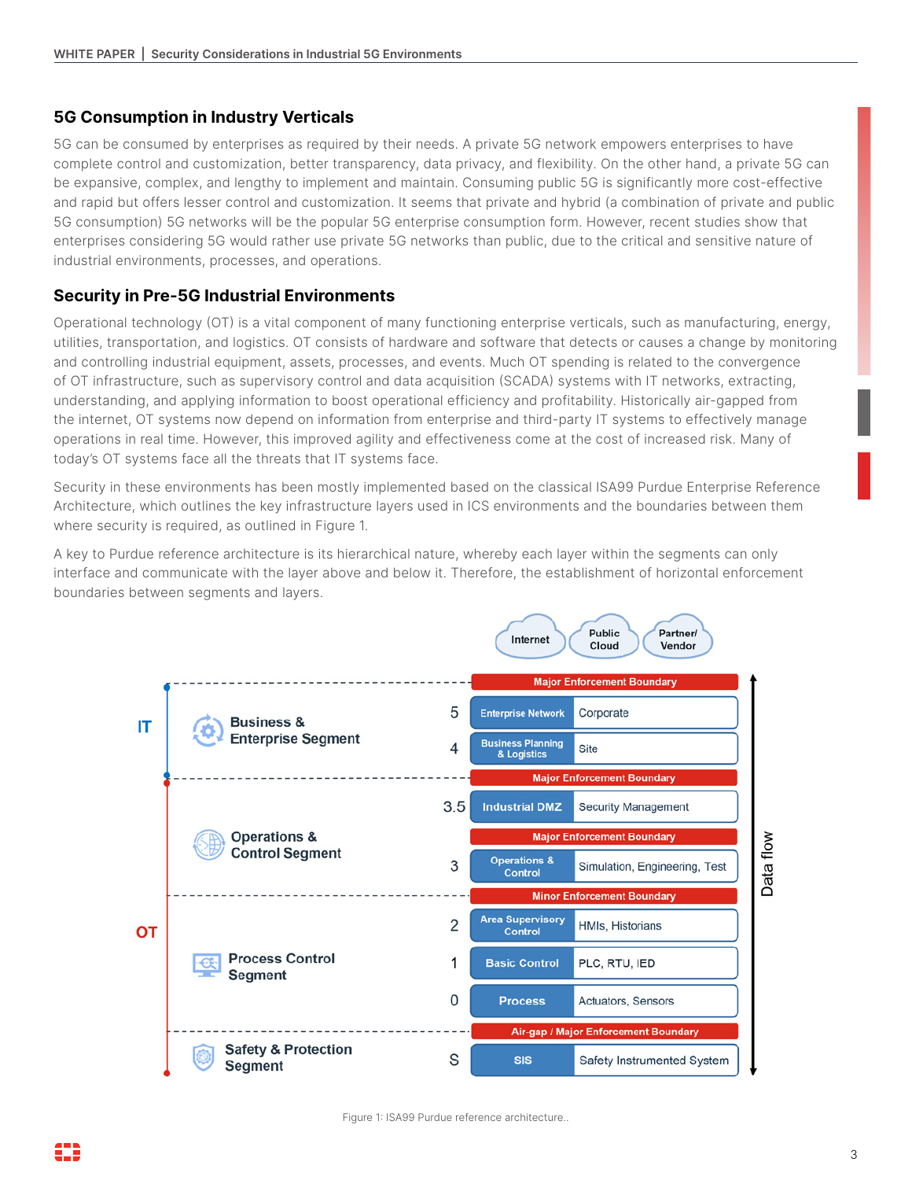## 5G Consumption in Industry Verticals

5G can be consumed by enterprises as required by their needs. A private 5G network empowers enterprises to have complete control and customization, better transparency, data privacy, and flexibility. On the other hand, a private 5G can be expansive, complex, and lengthy to implement and maintain. Consuming public 5G is significantly more cost-effective and rapid but offers lesser control and customization. It seems that private and hybrid (a combination of private and public 5G consumption) 5G networks will be the popular 5G enterprise consumption form. However, recent studies show that enterprises considering 5G would rather use private 5G networks than public, due to the critical and sensitive nature of industrial environments, processes, and operations.

## Security in Pre-5G Industrial Environments

Operational technology (OT) is a vital component of many functioning enterprise verticals, such as manufacturing, energy, utilities, transportation, and logistics. OT consists of hardware and software that detects or causes a change by monitoring and controlling industrial equipment, assets, processes, and events. Much OT spending is related to the convergence of OT infrastructure, such as supervisory control and data acquisition (SCADA) systems with IT networks, extracting, understanding, and applying information to boost operational efficiency and profitability. Historically air-gapped from the internet, OT systems now depend on information from enterprise and third-party IT systems to effectively manage operations in real time. However, this improved agility and effectiveness come at the cost of increased risk. Many of today's OT systems face all the threats that IT systems face.

Security in these environments has been mostly implemented based on the classical ISA99 Purdue Enterprise Reference Architecture, which outlines the key infrastructure layers used in ICS environments and the boundaries between them where security is required, as outlined in Figure 1.

A key to Purdue reference architecture is its hierarchical nature, whereby each layer within the segments can only interface and communicate with the layer above and below it. Therefore, the establishment of horizontal enforcement boundaries between segments and layers.

| Domain | Segment | Level | Layer | Description |
|---|---|---|---|---|
| | | | Internet / Public Cloud / Partner/Vendor | |
| | | | **Major Enforcement Boundary** | |
| IT | Business & Enterprise Segment | 5 | Enterprise Network | Corporate |
| IT | Business & Enterprise Segment | 4 | Business Planning & Logistics | Site |
| | | | **Major Enforcement Boundary** | |
| OT | Operations & Control Segment | 3.5 | Industrial DMZ | Security Management |
| | | | **Major Enforcement Boundary** | |
| OT | Operations & Control Segment | 3 | Operations & Control | Simulation, Engineering, Test |
| | | | **Minor Enforcement Boundary** | |
| OT | Process Control Segment | 2 | Area Supervisory Control | HMIs, Historians |
| OT | Process Control Segment | 1 | Basic Control | PLC, RTU, IED |
| OT | Process Control Segment | 0 | Process | Actuators, Sensors |
| | | | **Air-gap / Major Enforcement Boundary** | |
| OT | Safety & Protection Segment | S | SIS | Safety Instrumented System |

Data flow

Figure 1: ISA99 Purdue reference architecture..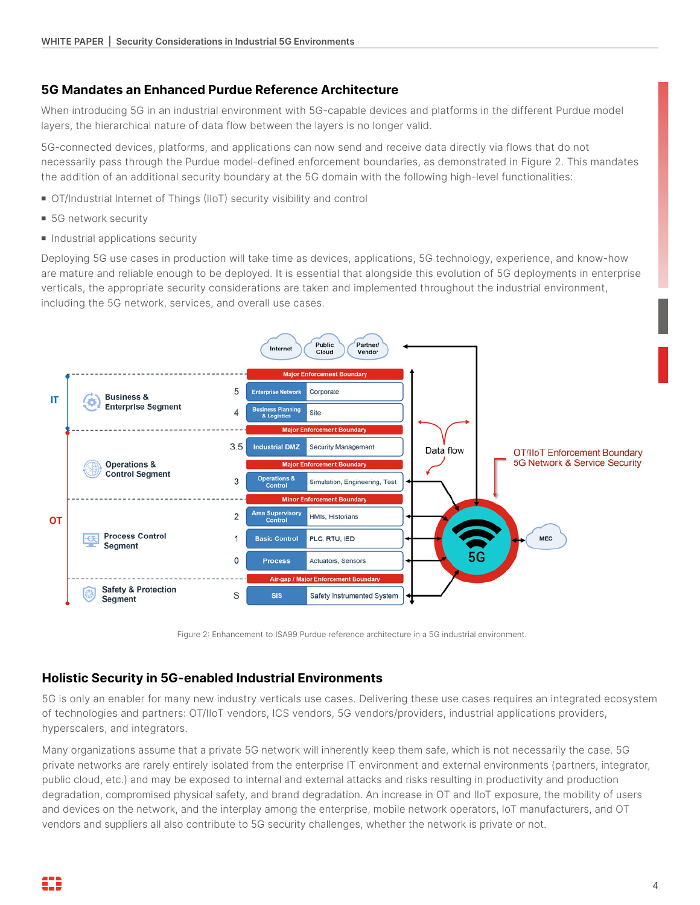## 5G Mandates an Enhanced Purdue Reference Architecture

When introducing 5G in an industrial environment with 5G-capable devices and platforms in the different Purdue model layers, the hierarchical nature of data flow between the layers is no longer valid.

5G-connected devices, platforms, and applications can now send and receive data directly via flows that do not necessarily pass through the Purdue model-defined enforcement boundaries, as demonstrated in Figure 2. This mandates the addition of an additional security boundary at the 5G domain with the following high-level functionalities:

- OT/Industrial Internet of Things (IIoT) security visibility and control
- 5G network security
- Industrial applications security

Deploying 5G use cases in production will take time as devices, applications, 5G technology, experience, and know-how are mature and reliable enough to be deployed. It is essential that alongside this evolution of 5G deployments in enterprise verticals, the appropriate security considerations are taken and implemented throughout the industrial environment, including the 5G network, services, and overall use cases.

Figure 2: Enhancement to ISA99 Purdue reference architecture in a 5G industrial environment.

## Holistic Security in 5G-enabled Industrial Environments

5G is only an enabler for many new industry verticals use cases. Delivering these use cases requires an integrated ecosystem of technologies and partners: OT/IIoT vendors, ICS vendors, 5G vendors/providers, industrial applications providers, hyperscalers, and integrators.

Many organizations assume that a private 5G network will inherently keep them safe, which is not necessarily the case. 5G private networks are rarely entirely isolated from the enterprise IT environment and external environments (partners, integrator, public cloud, etc.) and may be exposed to internal and external attacks and risks resulting in productivity and production degradation, compromised physical safety, and brand degradation. An increase in OT and IIoT exposure, the mobility of users and devices on the network, and the interplay among the enterprise, mobile network operators, IoT manufacturers, and OT vendors and suppliers all also contribute to 5G security challenges, whether the network is private or not.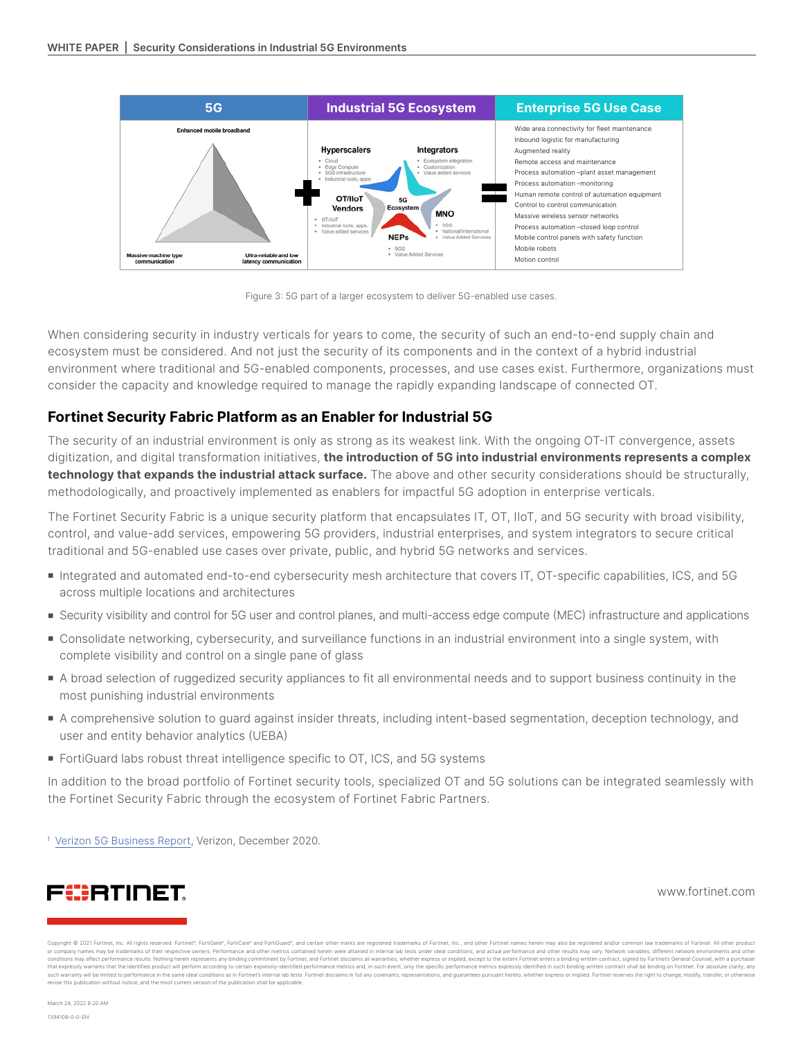5G

Enhanced mobile broadband

Massive machine type communication

Ultra-reliable and low latency communication

Industrial 5G Ecosystem

Hyperscalers
- Cloud
- Edge Compute
- 5GS infrastructure
- Industrial tools, apps

Integrators
- Ecosystem integration
- Customization
- Value added services

OT/IIoT Vendors
- OT/IIoT
- Industrial tools, apps
- Value added services

5G Ecosystem

MNO
- 5GS
- National/international
- Value Added Services

NEPs
- 5GS
- Value Added Services

Enterprise 5G Use Case

Wide area connectivity for fleet maintenance
Inbound logistic for manufacturing
Augmented reality
Remote access and maintenance
Process automation –plant asset management
Process automation –monitoring
Human remote control of automation equipment
Control to control communication
Massive wireless sensor networks
Process automation –closed loop control
Mobile control panels with safety function
Mobile robots
Motion control

Figure 3: 5G part of a larger ecosystem to deliver 5G-enabled use cases.

When considering security in industry verticals for years to come, the security of such an end-to-end supply chain and ecosystem must be considered. And not just the security of its components and in the context of a hybrid industrial environment where traditional and 5G-enabled components, processes, and use cases exist. Furthermore, organizations must consider the capacity and knowledge required to manage the rapidly expanding landscape of connected OT.

## Fortinet Security Fabric Platform as an Enabler for Industrial 5G

The security of an industrial environment is only as strong as its weakest link. With the ongoing OT-IT convergence, assets digitization, and digital transformation initiatives, **the introduction of 5G into industrial environments represents a complex technology that expands the industrial attack surface.** The above and other security considerations should be structurally, methodologically, and proactively implemented as enablers for impactful 5G adoption in enterprise verticals.

The Fortinet Security Fabric is a unique security platform that encapsulates IT, OT, IIoT, and 5G security with broad visibility, control, and value-add services, empowering 5G providers, industrial enterprises, and system integrators to secure critical traditional and 5G-enabled use cases over private, public, and hybrid 5G networks and services.

- Integrated and automated end-to-end cybersecurity mesh architecture that covers IT, OT-specific capabilities, ICS, and 5G across multiple locations and architectures
- Security visibility and control for 5G user and control planes, and multi-access edge compute (MEC) infrastructure and applications
- Consolidate networking, cybersecurity, and surveillance functions in an industrial environment into a single system, with complete visibility and control on a single pane of glass
- A broad selection of ruggedized security appliances to fit all environmental needs and to support business continuity in the most punishing industrial environments
- A comprehensive solution to guard against insider threats, including intent-based segmentation, deception technology, and user and entity behavior analytics (UEBA)
- FortiGuard labs robust threat intelligence specific to OT, ICS, and 5G systems

In addition to the broad portfolio of Fortinet security tools, specialized OT and 5G solutions can be integrated seamlessly with the Fortinet Security Fabric through the ecosystem of Fortinet Fabric Partners.

[1] Verizon 5G Business Report, Verizon, December 2020.

www.fortinet.com

Copyright © 2021 Fortinet, Inc. All rights reserved. Fortinet®, FortiGate®, FortiCare® and FortiGuard®, and certain other marks are registered trademarks of Fortinet, Inc., and other Fortinet names herein may also be registered and/or common law trademarks of Fortinet. All other product or company names may be trademarks of their respective owners. Performance and other metrics contained herein were attained in internal lab tests under ideal conditions, and actual performance and other results may vary. Network variables, different network environments and other conditions may affect performance results. Nothing herein represents any binding commitment by Fortinet, and Fortinet disclaims all warranties, whether express or implied, except to the extent Fortinet enters a binding written contract, signed by Fortinet's General Counsel, with a purchaser that expressly warrants that the identified product will perform according to certain expressly-identified performance metrics and, in such event, only the specific performance metrics expressly identified in such binding written contract shall be binding on Fortinet. For absolute clarity, any such warranty will be limited to performance in the same ideal conditions as in Fortinet's internal lab tests. Fortinet disclaims in full any covenants, representations, and guarantees pursuant hereto, whether express or implied. Fortinet reserves the right to change, modify, transfer, or otherwise revise this publication without notice, and the most current version of the publication shall be applicable.

March 24, 2022 8:20 AM

1394108-0-0-EN